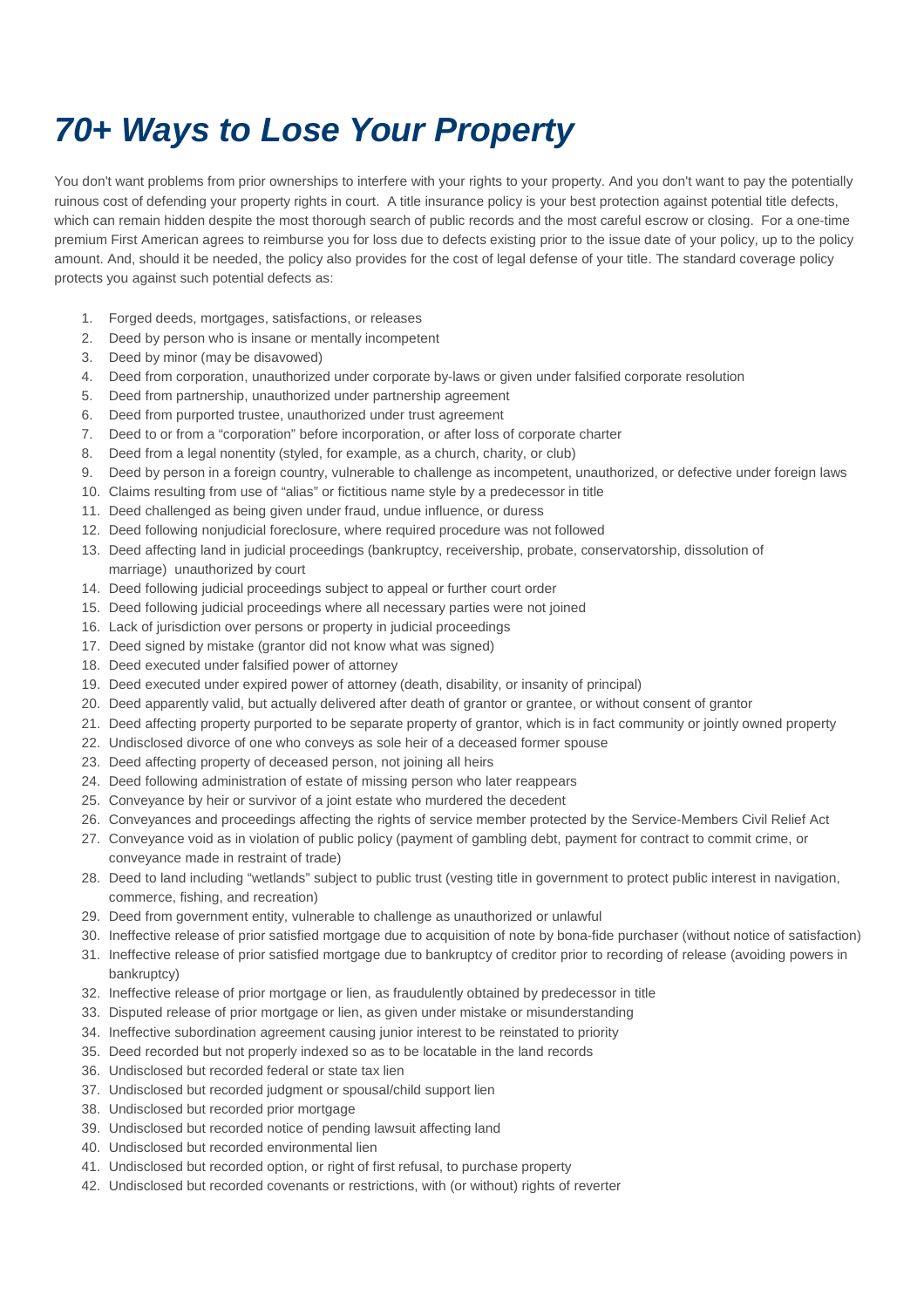# *70+ Ways to Lose Your Property*

You don't want problems from prior ownerships to interfere with your rights to your property. And you don't want to pay the potentially ruinous cost of defending your property rights in court. A title insurance policy is your best protection against potential title defects, which can remain hidden despite the most thorough search of public records and the most careful escrow or closing. For a one-time premium First American agrees to reimburse you for loss due to defects existing prior to the issue date of your policy, up to the policy amount. And, should it be needed, the policy also provides for the cost of legal defense of your title. The standard coverage policy protects you against such potential defects as:

1. Forged deeds, mortgages, satisfactions, or releases
2. Deed by person who is insane or mentally incompetent
3. Deed by minor (may be disavowed)
4. Deed from corporation, unauthorized under corporate by-laws or given under falsified corporate resolution
5. Deed from partnership, unauthorized under partnership agreement
6. Deed from purported trustee, unauthorized under trust agreement
7. Deed to or from a "corporation" before incorporation, or after loss of corporate charter
8. Deed from a legal nonentity (styled, for example, as a church, charity, or club)
9. Deed by person in a foreign country, vulnerable to challenge as incompetent, unauthorized, or defective under foreign laws
10. Claims resulting from use of "alias" or fictitious name style by a predecessor in title
11. Deed challenged as being given under fraud, undue influence, or duress
12. Deed following nonjudicial foreclosure, where required procedure was not followed
13. Deed affecting land in judicial proceedings (bankruptcy, receivership, probate, conservatorship, dissolution of marriage) unauthorized by court
14. Deed following judicial proceedings subject to appeal or further court order
15. Deed following judicial proceedings where all necessary parties were not joined
16. Lack of jurisdiction over persons or property in judicial proceedings
17. Deed signed by mistake (grantor did not know what was signed)
18. Deed executed under falsified power of attorney
19. Deed executed under expired power of attorney (death, disability, or insanity of principal)
20. Deed apparently valid, but actually delivered after death of grantor or grantee, or without consent of grantor
21. Deed affecting property purported to be separate property of grantor, which is in fact community or jointly owned property
22. Undisclosed divorce of one who conveys as sole heir of a deceased former spouse
23. Deed affecting property of deceased person, not joining all heirs
24. Deed following administration of estate of missing person who later reappears
25. Conveyance by heir or survivor of a joint estate who murdered the decedent
26. Conveyances and proceedings affecting the rights of service member protected by the Service-Members Civil Relief Act
27. Conveyance void as in violation of public policy (payment of gambling debt, payment for contract to commit crime, or conveyance made in restraint of trade)
28. Deed to land including "wetlands" subject to public trust (vesting title in government to protect public interest in navigation, commerce, fishing, and recreation)
29. Deed from government entity, vulnerable to challenge as unauthorized or unlawful
30. Ineffective release of prior satisfied mortgage due to acquisition of note by bona-fide purchaser (without notice of satisfaction)
31. Ineffective release of prior satisfied mortgage due to bankruptcy of creditor prior to recording of release (avoiding powers in bankruptcy)
32. Ineffective release of prior mortgage or lien, as fraudulently obtained by predecessor in title
33. Disputed release of prior mortgage or lien, as given under mistake or misunderstanding
34. Ineffective subordination agreement causing junior interest to be reinstated to priority
35. Deed recorded but not properly indexed so as to be locatable in the land records
36. Undisclosed but recorded federal or state tax lien
37. Undisclosed but recorded judgment or spousal/child support lien
38. Undisclosed but recorded prior mortgage
39. Undisclosed but recorded notice of pending lawsuit affecting land
40. Undisclosed but recorded environmental lien
41. Undisclosed but recorded option, or right of first refusal, to purchase property
42. Undisclosed but recorded covenants or restrictions, with (or without) rights of reverter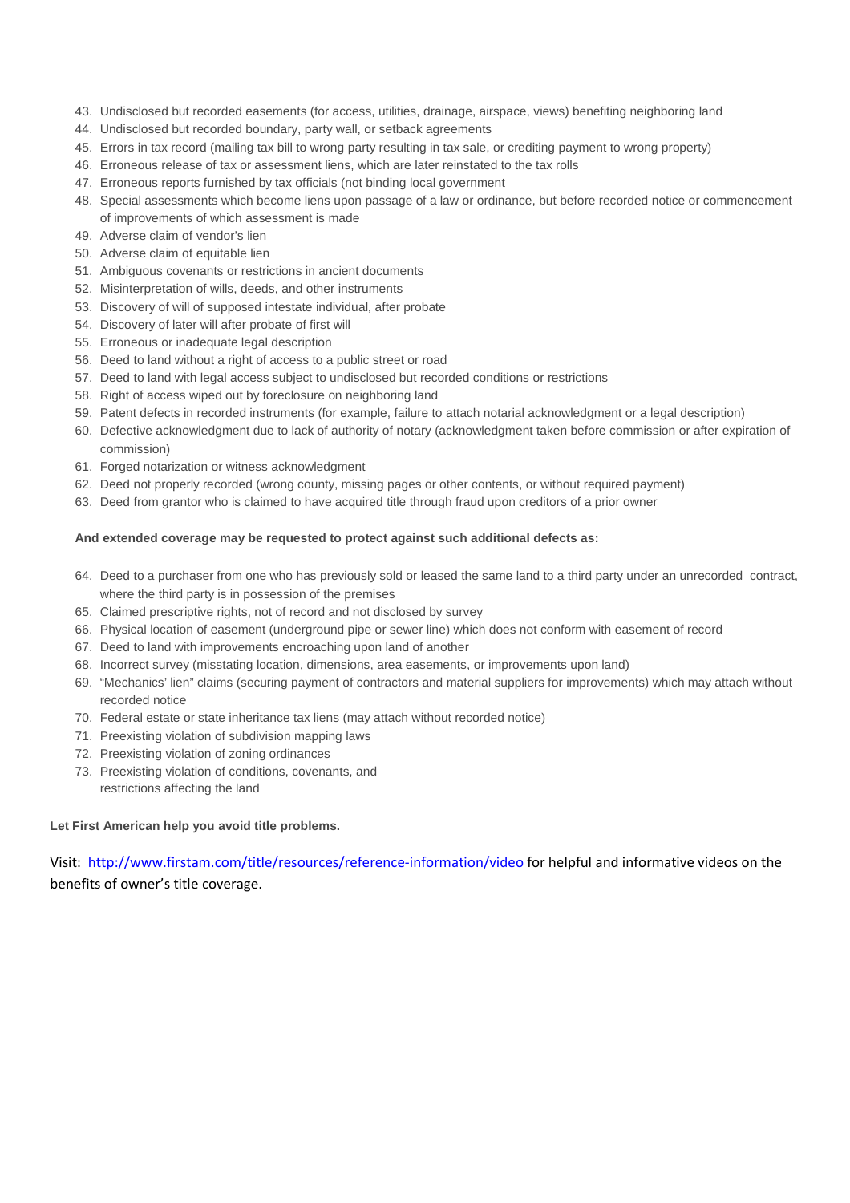43. Undisclosed but recorded easements (for access, utilities, drainage, airspace, views) benefiting neighboring land
44. Undisclosed but recorded boundary, party wall, or setback agreements
45. Errors in tax record (mailing tax bill to wrong party resulting in tax sale, or crediting payment to wrong property)
46. Erroneous release of tax or assessment liens, which are later reinstated to the tax rolls
47. Erroneous reports furnished by tax officials (not binding local government
48. Special assessments which become liens upon passage of a law or ordinance, but before recorded notice or commencement of improvements of which assessment is made
49. Adverse claim of vendor's lien
50. Adverse claim of equitable lien
51. Ambiguous covenants or restrictions in ancient documents
52. Misinterpretation of wills, deeds, and other instruments
53. Discovery of will of supposed intestate individual, after probate
54. Discovery of later will after probate of first will
55. Erroneous or inadequate legal description
56. Deed to land without a right of access to a public street or road
57. Deed to land with legal access subject to undisclosed but recorded conditions or restrictions
58. Right of access wiped out by foreclosure on neighboring land
59. Patent defects in recorded instruments (for example, failure to attach notarial acknowledgment or a legal description)
60. Defective acknowledgment due to lack of authority of notary (acknowledgment taken before commission or after expiration of commission)
61. Forged notarization or witness acknowledgment
62. Deed not properly recorded (wrong county, missing pages or other contents, or without required payment)
63. Deed from grantor who is claimed to have acquired title through fraud upon creditors of a prior owner

**And extended coverage may be requested to protect against such additional defects as:**

64. Deed to a purchaser from one who has previously sold or leased the same land to a third party under an unrecorded contract, where the third party is in possession of the premises
65. Claimed prescriptive rights, not of record and not disclosed by survey
66. Physical location of easement (underground pipe or sewer line) which does not conform with easement of record
67. Deed to land with improvements encroaching upon land of another
68. Incorrect survey (misstating location, dimensions, area easements, or improvements upon land)
69. "Mechanics' lien" claims (securing payment of contractors and material suppliers for improvements) which may attach without recorded notice
70. Federal estate or state inheritance tax liens (may attach without recorded notice)
71. Preexisting violation of subdivision mapping laws
72. Preexisting violation of zoning ordinances
73. Preexisting violation of conditions, covenants, and restrictions affecting the land

**Let First American help you avoid title problems.**

Visit: [http://www.firstam.com/title/resources/reference-information/video](http://www.firstam.com/title/resources/reference-information/video) for helpful and informative videos on the benefits of owner's title coverage.